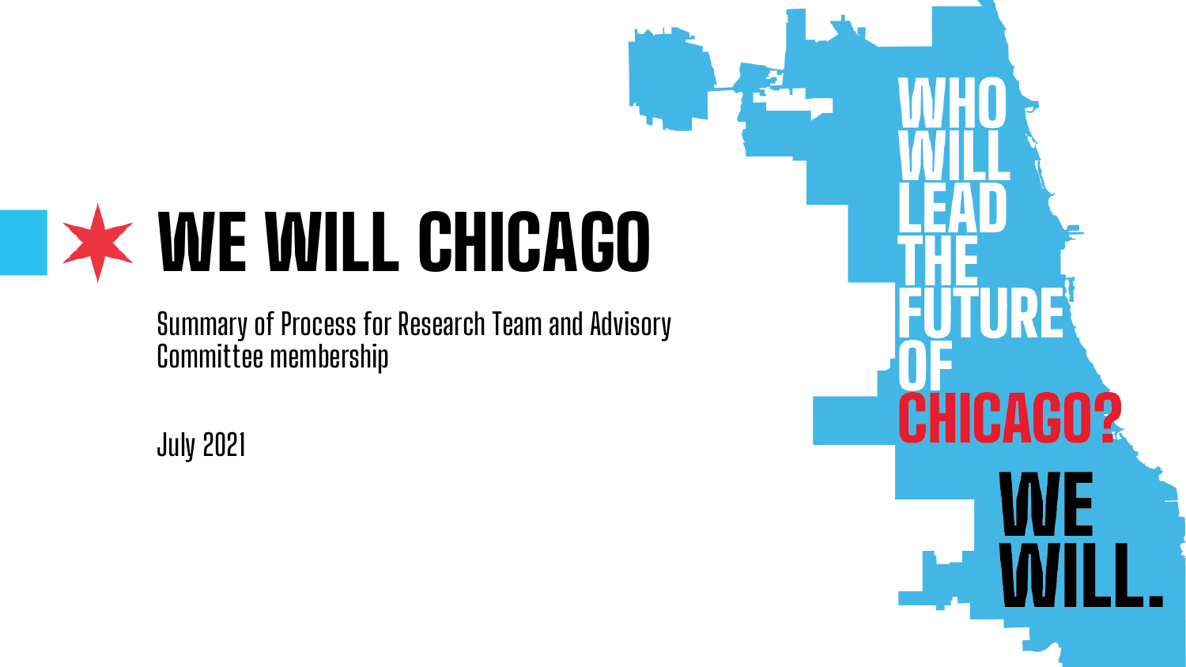# WE WILL CHICAGO

Summary of Process for Research Team and Advisory Committee membership

July 2021

WHO WILL LEAD THE FUTURE OF CHICAGO?

WE WILL.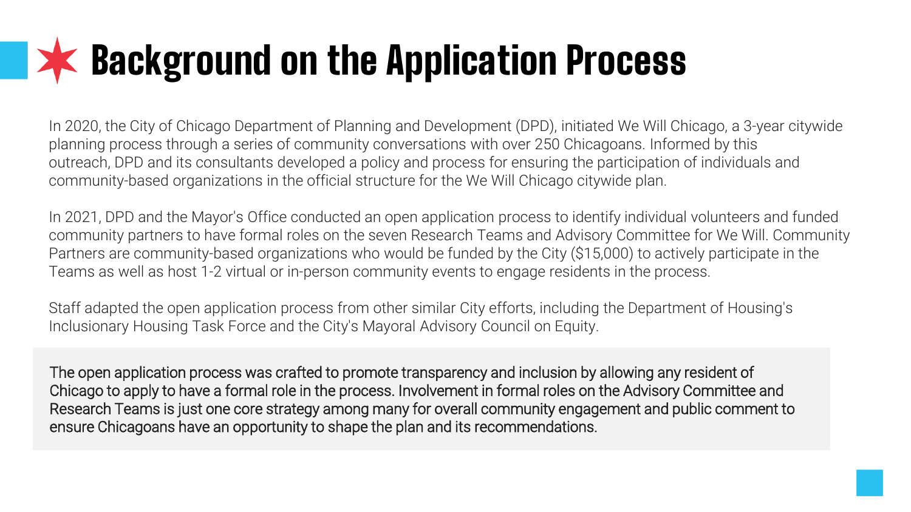# Background on the Application Process

In 2020, the City of Chicago Department of Planning and Development (DPD), initiated We Will Chicago, a 3-year citywide planning process through a series of community conversations with over 250 Chicagoans. Informed by this outreach, DPD and its consultants developed a policy and process for ensuring the participation of individuals and community-based organizations in the official structure for the We Will Chicago citywide plan.

In 2021, DPD and the Mayor's Office conducted an open application process to identify individual volunteers and funded community partners to have formal roles on the seven Research Teams and Advisory Committee for We Will. Community Partners are community-based organizations who would be funded by the City ($15,000) to actively participate in the Teams as well as host 1-2 virtual or in-person community events to engage residents in the process.

Staff adapted the open application process from other similar City efforts, including the Department of Housing's Inclusionary Housing Task Force and the City's Mayoral Advisory Council on Equity.

The open application process was crafted to promote transparency and inclusion by allowing any resident of Chicago to apply to have a formal role in the process. Involvement in formal roles on the Advisory Committee and Research Teams is just one core strategy among many for overall community engagement and public comment to ensure Chicagoans have an opportunity to shape the plan and its recommendations.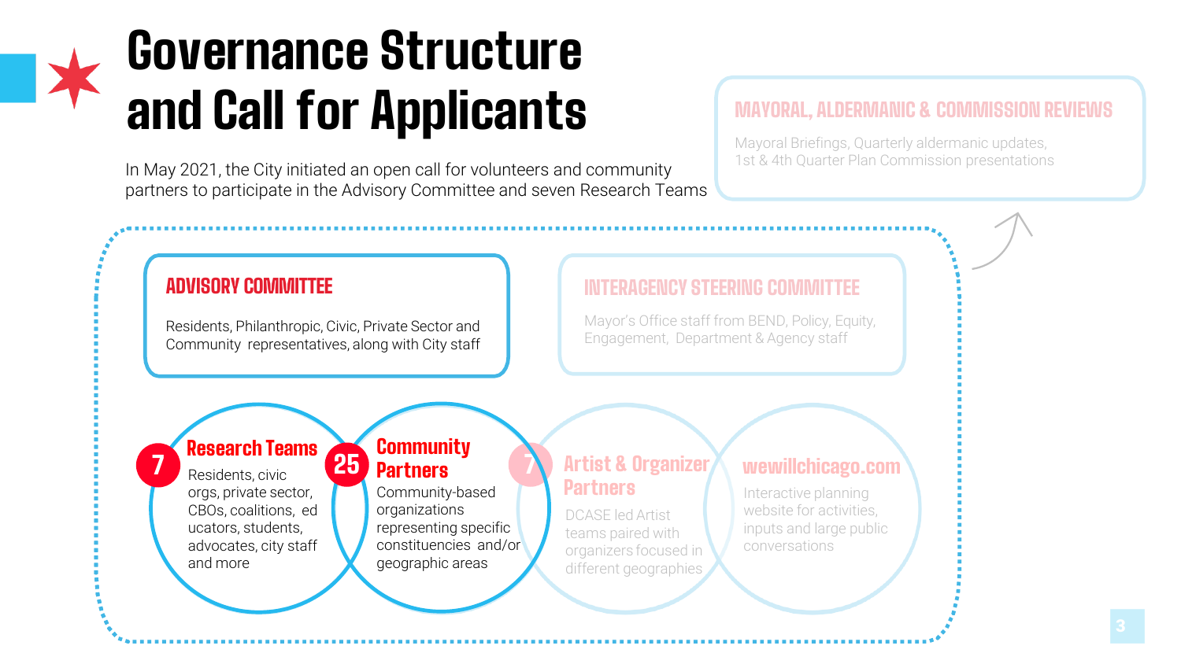# Governance Structure and Call for Applicants

In May 2021, the City initiated an open call for volunteers and community partners to participate in the Advisory Committee and seven Research Teams

### MAYORAL, ALDERMANIC & COMMISSION REVIEWS

Mayoral Briefings, Quarterly aldermanic updates, 1st & 4th Quarter Plan Commission presentations

### ADVISORY COMMITTEE

Residents, Philanthropic, Civic, Private Sector and Community representatives, along with City staff

### INTERAGENCY STEERING COMMITTEE

Mayor's Office staff from BEND, Policy, Equity, Engagement, Department & Agency staff

### 7 Research Teams

Residents, civic orgs, private sector, CBOs, coalitions, educators, students, advocates, city staff and more

### 25 Community Partners

Community-based organizations representing specific constituencies and/or geographic areas

### 7 Artist & Organizer Partners

DCASE led Artist teams paired with organizers focused in different geographies

### wewillchicago.com

Interactive planning website for activities, inputs and large public conversations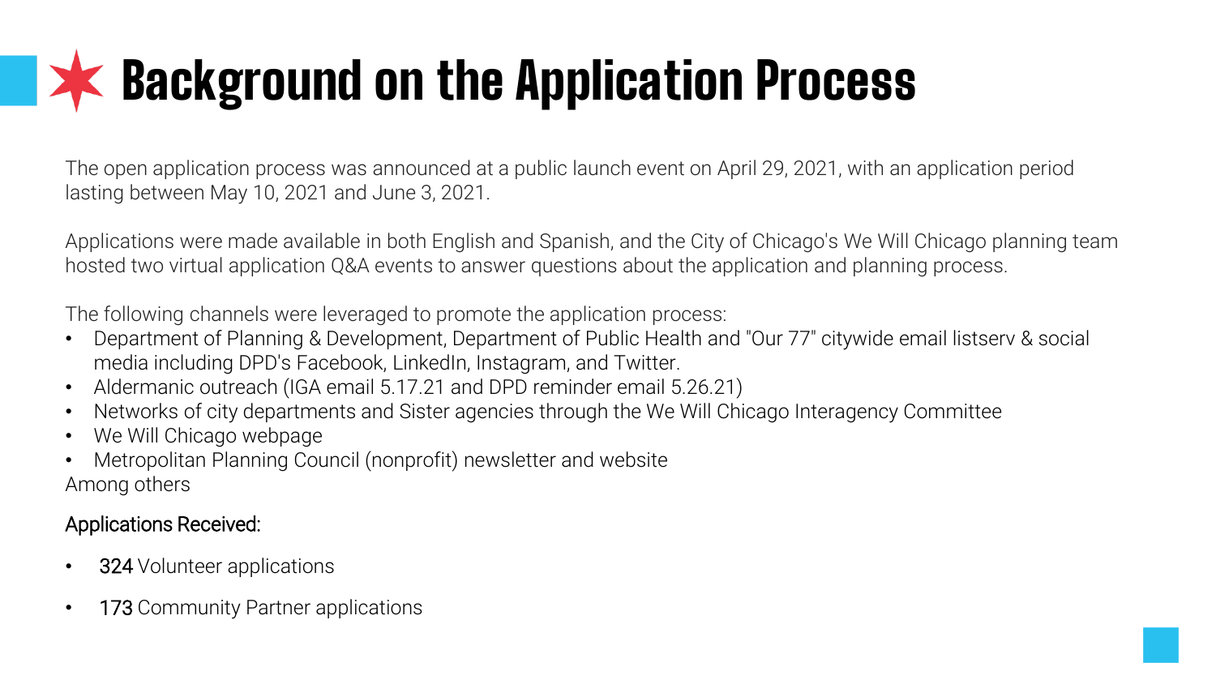# Background on the Application Process

The open application process was announced at a public launch event on April 29, 2021, with an application period lasting between May 10, 2021 and June 3, 2021.

Applications were made available in both English and Spanish, and the City of Chicago's We Will Chicago planning team hosted two virtual application Q&A events to answer questions about the application and planning process.

The following channels were leveraged to promote the application process:

- Department of Planning & Development, Department of Public Health and "Our 77" citywide email listserv & social media including DPD's Facebook, LinkedIn, Instagram, and Twitter.
- Aldermanic outreach (IGA email 5.17.21 and DPD reminder email 5.26.21)
- Networks of city departments and Sister agencies through the We Will Chicago Interagency Committee
- We Will Chicago webpage
- Metropolitan Planning Council (nonprofit) newsletter and website

Among others

Applications Received:

- 324 Volunteer applications
- 173 Community Partner applications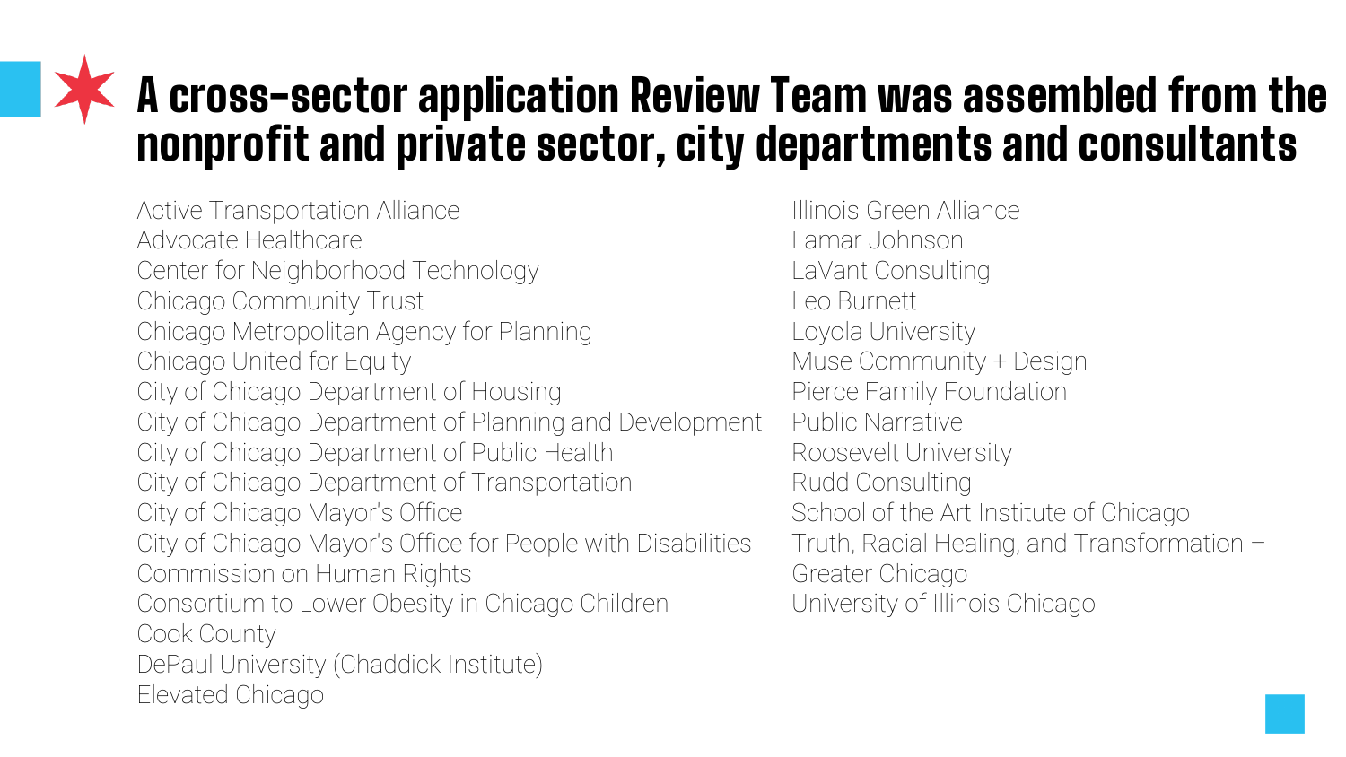# A cross-sector application Review Team was assembled from the nonprofit and private sector, city departments and consultants

Active Transportation Alliance
Advocate Healthcare
Center for Neighborhood Technology
Chicago Community Trust
Chicago Metropolitan Agency for Planning
Chicago United for Equity
City of Chicago Department of Housing
City of Chicago Department of Planning and Development
City of Chicago Department of Public Health
City of Chicago Department of Transportation
City of Chicago Mayor's Office
City of Chicago Mayor's Office for People with Disabilities
Commission on Human Rights
Consortium to Lower Obesity in Chicago Children
Cook County
DePaul University (Chaddick Institute)
Elevated Chicago
Illinois Green Alliance
Lamar Johnson
LaVant Consulting
Leo Burnett
Loyola University
Muse Community + Design
Pierce Family Foundation
Public Narrative
Roosevelt University
Rudd Consulting
School of the Art Institute of Chicago
Truth, Racial Healing, and Transformation – Greater Chicago
University of Illinois Chicago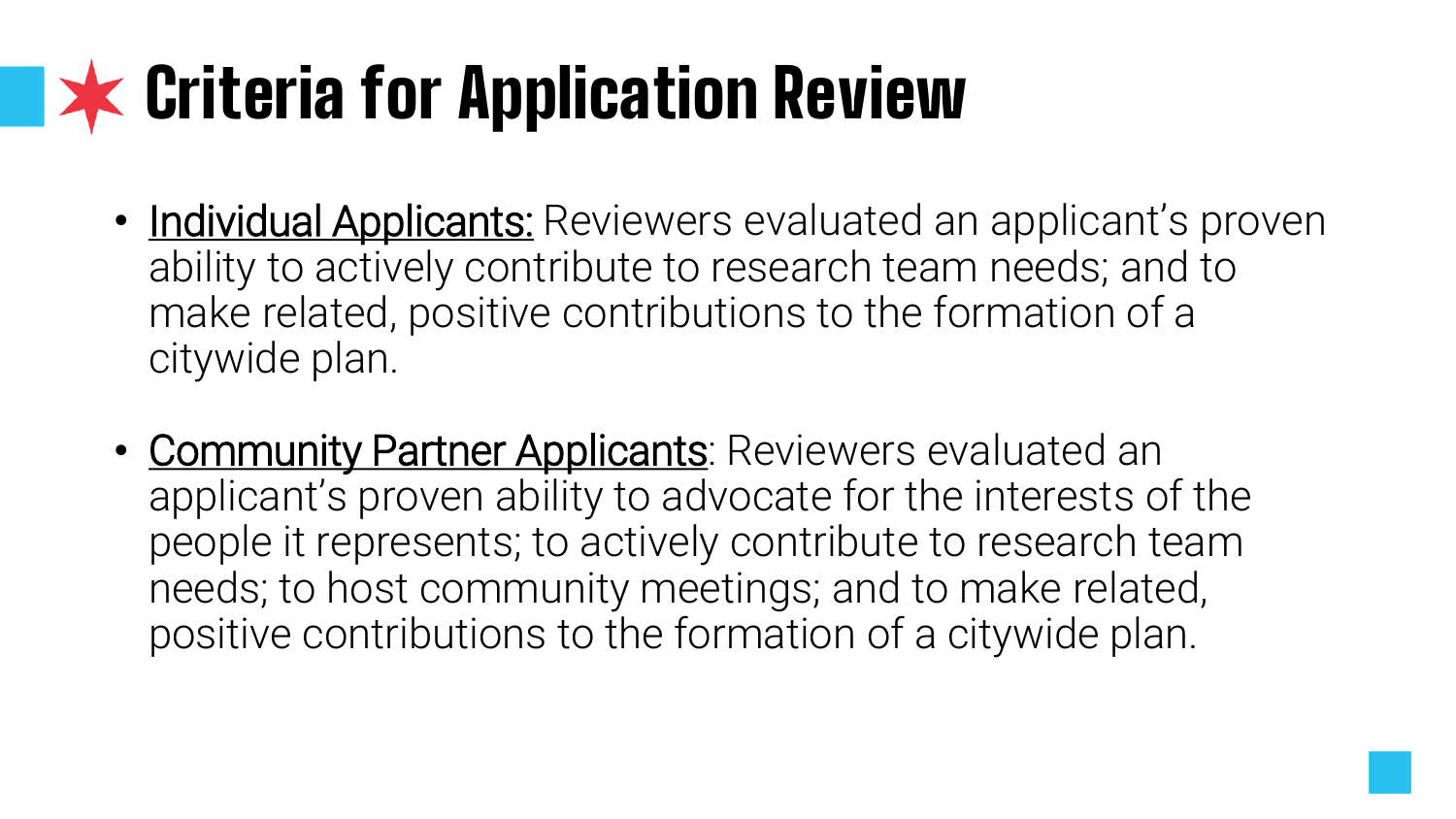# Criteria for Application Review

- <u>Individual Applicants:</u> Reviewers evaluated an applicant's proven ability to actively contribute to research team needs; and to make related, positive contributions to the formation of a citywide plan.

- <u>Community Partner Applicants</u>: Reviewers evaluated an applicant's proven ability to advocate for the interests of the people it represents; to actively contribute to research team needs; to host community meetings; and to make related, positive contributions to the formation of a citywide plan.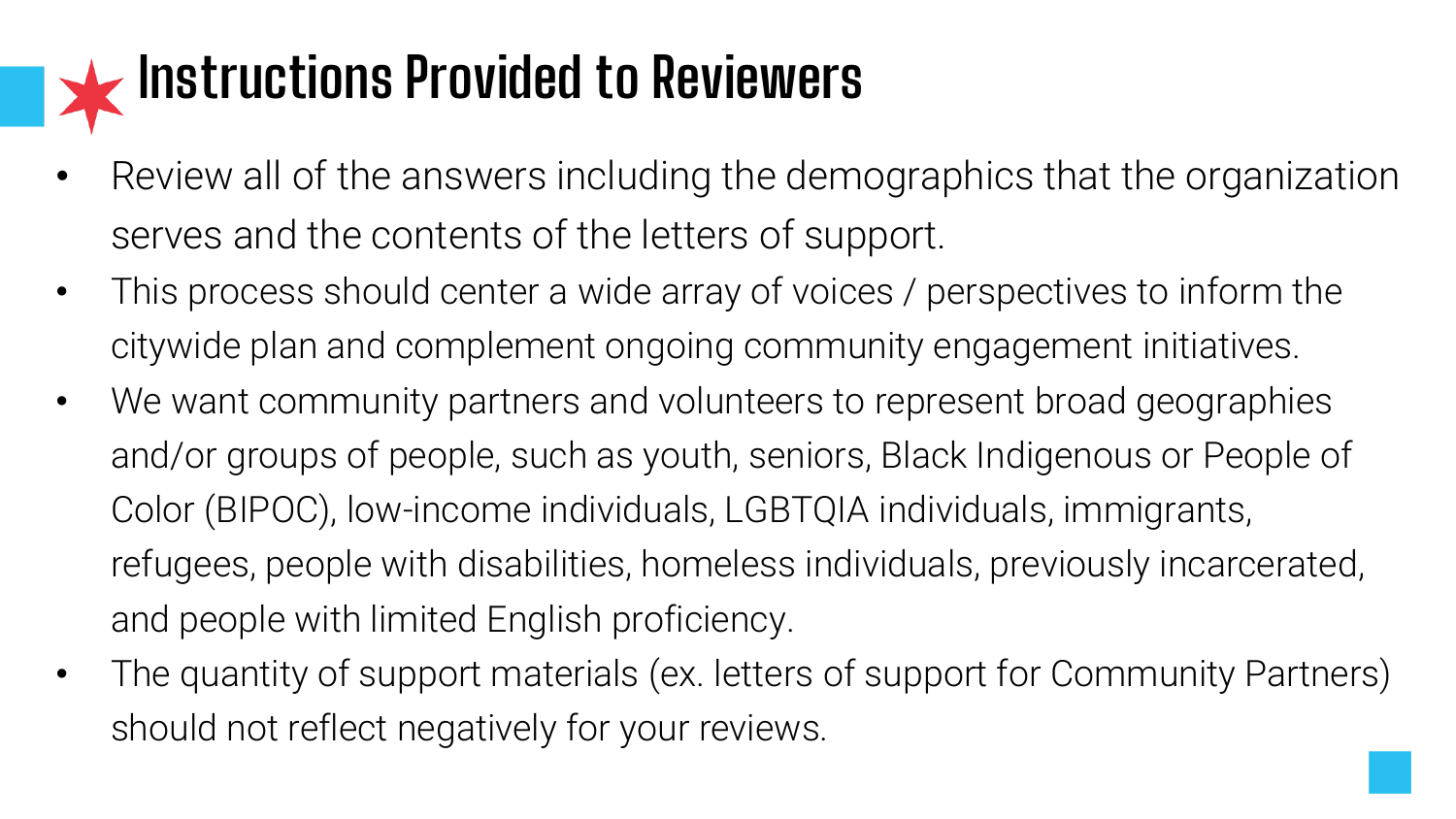# Instructions Provided to Reviewers

- Review all of the answers including the demographics that the organization serves and the contents of the letters of support.
- This process should center a wide array of voices / perspectives to inform the citywide plan and complement ongoing community engagement initiatives.
- We want community partners and volunteers to represent broad geographies and/or groups of people, such as youth, seniors, Black Indigenous or People of Color (BIPOC), low-income individuals, LGBTQIA individuals, immigrants, refugees, people with disabilities, homeless individuals, previously incarcerated, and people with limited English proficiency.
- The quantity of support materials (ex. letters of support for Community Partners) should not reflect negatively for your reviews.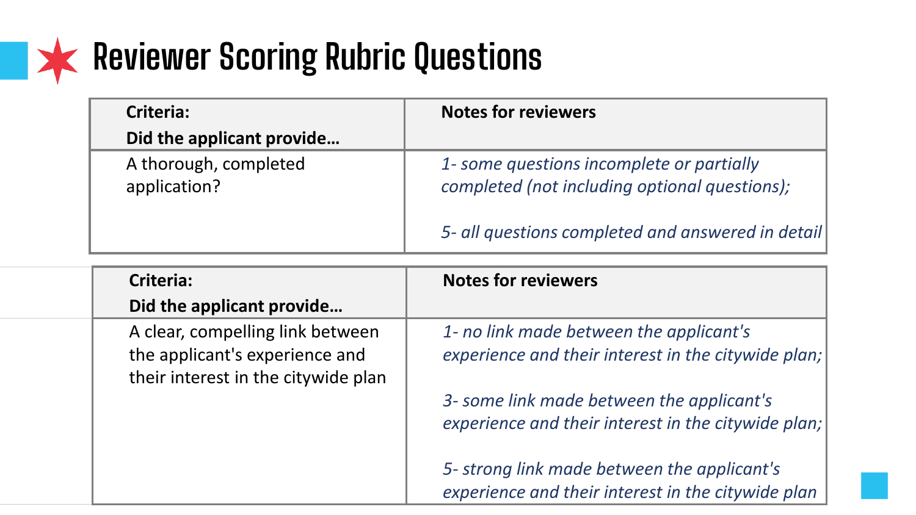# Reviewer Scoring Rubric Questions

| **Criteria:** **Did the applicant provide…** | **Notes for reviewers** |
|---|---|
| A thorough, completed application? | *1- some questions incomplete or partially completed (not including optional questions);* *5- all questions completed and answered in detail* |

| **Criteria:** **Did the applicant provide…** | **Notes for reviewers** |
|---|---|
| A clear, compelling link between the applicant's experience and their interest in the citywide plan | *1- no link made between the applicant's experience and their interest in the citywide plan;* *3- some link made between the applicant's experience and their interest in the citywide plan;* *5- strong link made between the applicant's experience and their interest in the citywide plan* |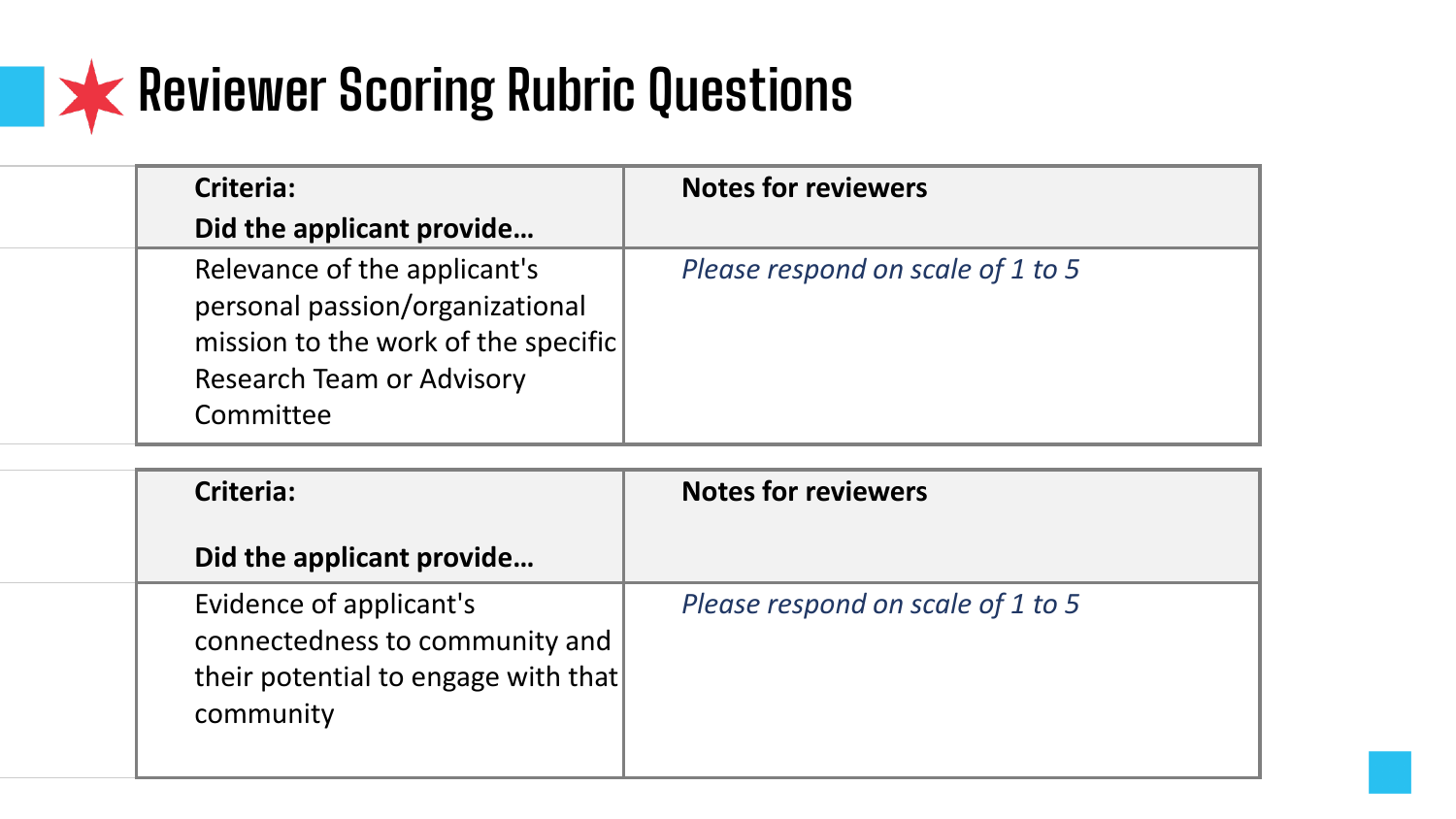# Reviewer Scoring Rubric Questions

| Criteria: Did the applicant provide… | Notes for reviewers |
| --- | --- |
| Relevance of the applicant's personal passion/organizational mission to the work of the specific Research Team or Advisory Committee | *Please respond on scale of 1 to 5* |

| Criteria: Did the applicant provide… | Notes for reviewers |
| --- | --- |
| Evidence of applicant's connectedness to community and their potential to engage with that community | *Please respond on scale of 1 to 5* |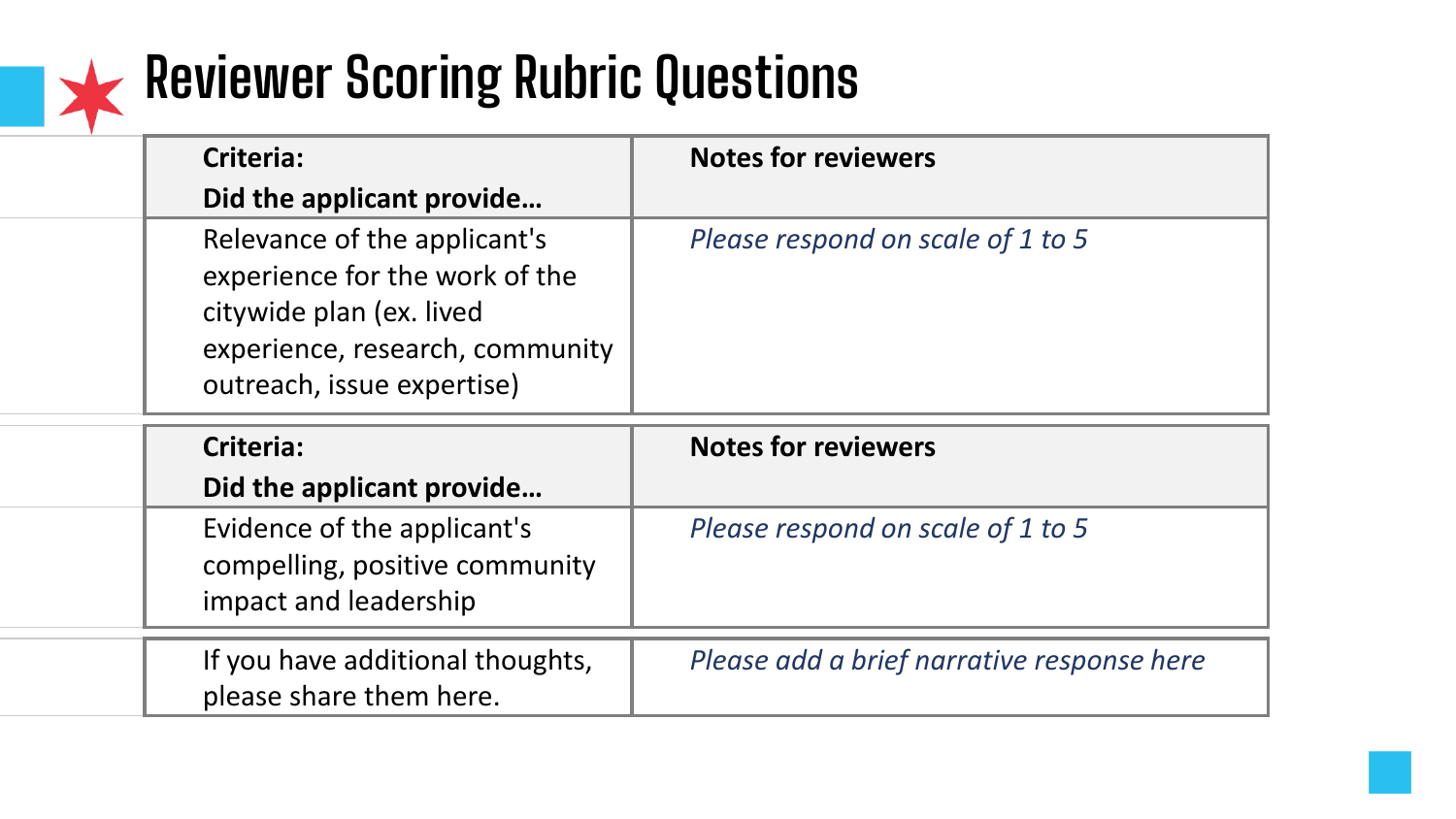# Reviewer Scoring Rubric Questions

| Criteria: Did the applicant provide… | Notes for reviewers |
| --- | --- |
| Relevance of the applicant's experience for the work of the citywide plan (ex. lived experience, research, community outreach, issue expertise) | *Please respond on scale of 1 to 5* |

| Criteria: Did the applicant provide… | Notes for reviewers |
| --- | --- |
| Evidence of the applicant's compelling, positive community impact and leadership | *Please respond on scale of 1 to 5* |
| If you have additional thoughts, please share them here. | *Please add a brief narrative response here* |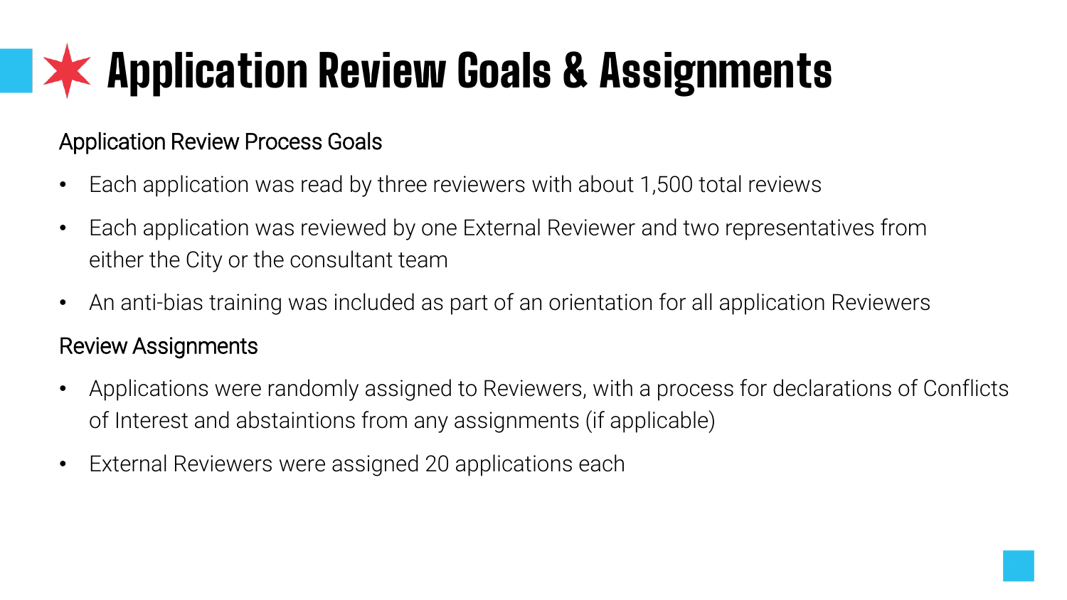# Application Review Goals & Assignments

## Application Review Process Goals

- Each application was read by three reviewers with about 1,500 total reviews
- Each application was reviewed by one External Reviewer and two representatives from either the City or the consultant team
- An anti-bias training was included as part of an orientation for all application Reviewers

## Review Assignments

- Applications were randomly assigned to Reviewers, with a process for declarations of Conflicts of Interest and abstaintions from any assignments (if applicable)
- External Reviewers were assigned 20 applications each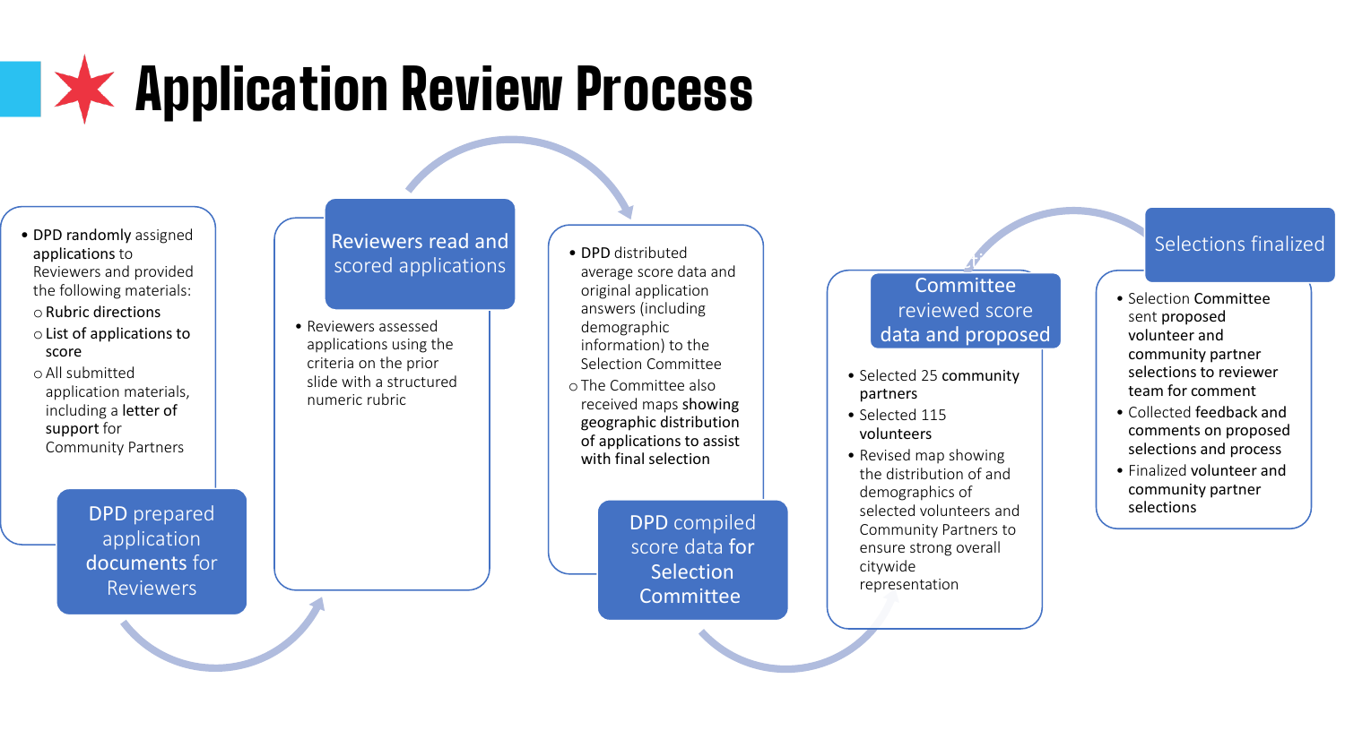# Application Review Process

### DPD prepared application documents for Reviewers

- DPD randomly assigned applications to Reviewers and provided the following materials:
  - Rubric directions
  - List of applications to score
  - All submitted application materials, including a letter of support for Community Partners

### Reviewers read and scored applications

- Reviewers assessed applications using the criteria on the prior slide with a structured numeric rubric

### DPD compiled score data for Selection Committee

- DPD distributed average score data and original application answers (including demographic information) to the Selection Committee
  - The Committee also received maps showing geographic distribution of applications to assist with final selection

### Committee reviewed score data and proposed

- Selected 25 community partners
- Selected 115 volunteers
- Revised map showing the distribution of and demographics of selected volunteers and Community Partners to ensure strong overall citywide representation

### Selections finalized

- Selection Committee sent proposed volunteer and community partner selections to reviewer team for comment
- Collected feedback and comments on proposed selections and process
- Finalized volunteer and community partner selections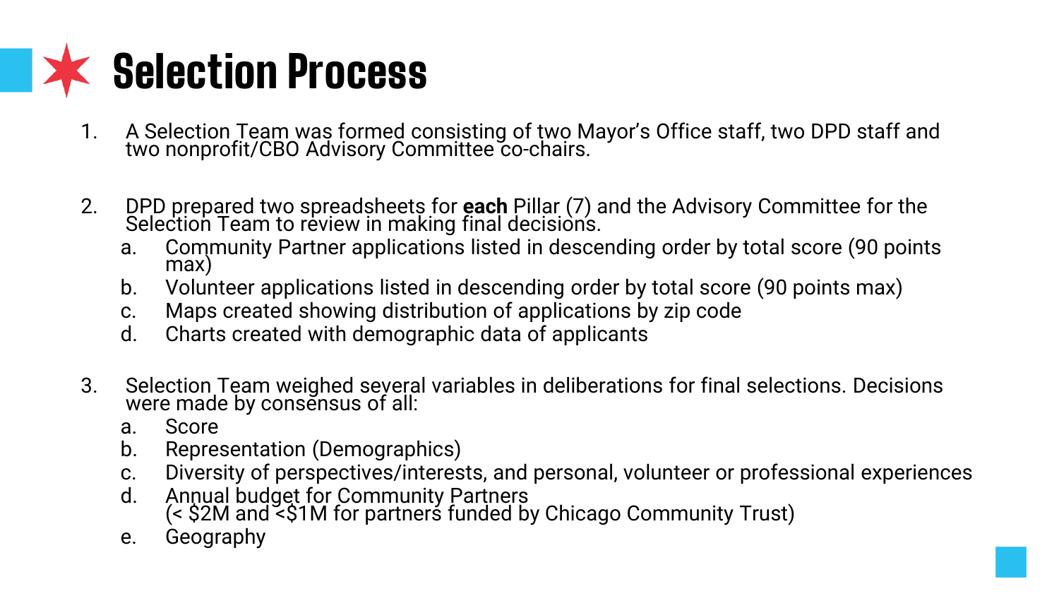# Selection Process

1. A Selection Team was formed consisting of two Mayor's Office staff, two DPD staff and two nonprofit/CBO Advisory Committee co-chairs.

2. DPD prepared two spreadsheets for **each** Pillar (7) and the Advisory Committee for the Selection Team to review in making final decisions.
   a. Community Partner applications listed in descending order by total score (90 points max)
   b. Volunteer applications listed in descending order by total score (90 points max)
   c. Maps created showing distribution of applications by zip code
   d. Charts created with demographic data of applicants

3. Selection Team weighed several variables in deliberations for final selections. Decisions were made by consensus of all:
   a. Score
   b. Representation (Demographics)
   c. Diversity of perspectives/interests, and personal, volunteer or professional experiences
   d. Annual budget for Community Partners (< $2M and <$1M for partners funded by Chicago Community Trust)
   e. Geography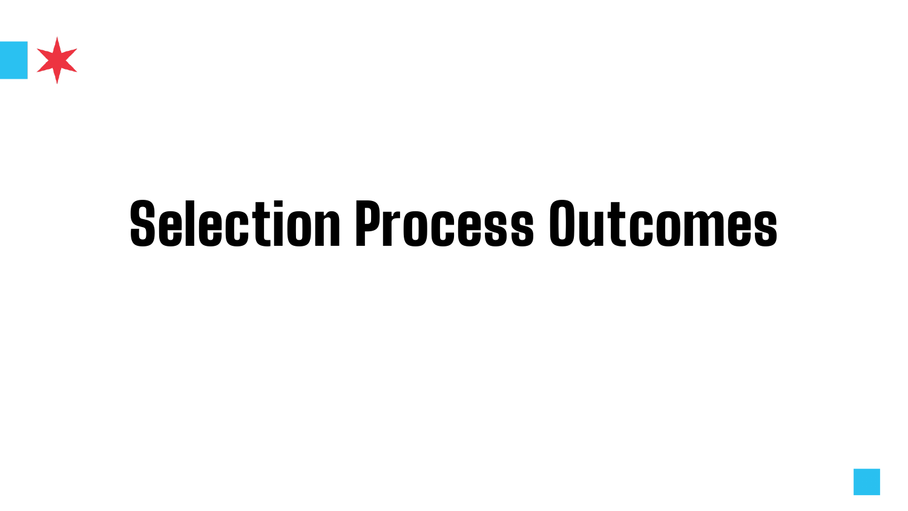# Selection Process Outcomes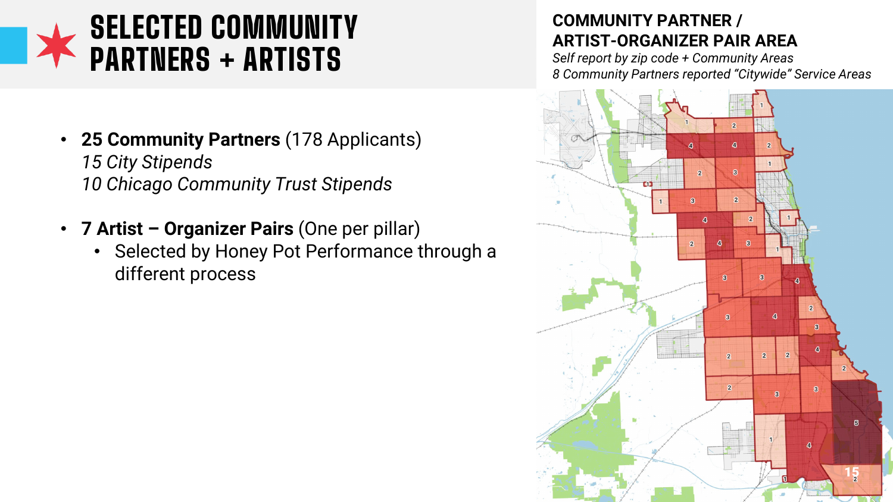# SELECTED COMMUNITY PARTNERS + ARTISTS

- **25 Community Partners** (178 Applicants)
  *15 City Stipends*
  *10 Chicago Community Trust Stipends*

- **7 Artist – Organizer Pairs** (One per pillar)
  - Selected by Honey Pot Performance through a different process

**COMMUNITY PARTNER / ARTIST-ORGANIZER PAIR AREA**

*Self report by zip code + Community Areas*
*8 Community Partners reported "Citywide" Service Areas*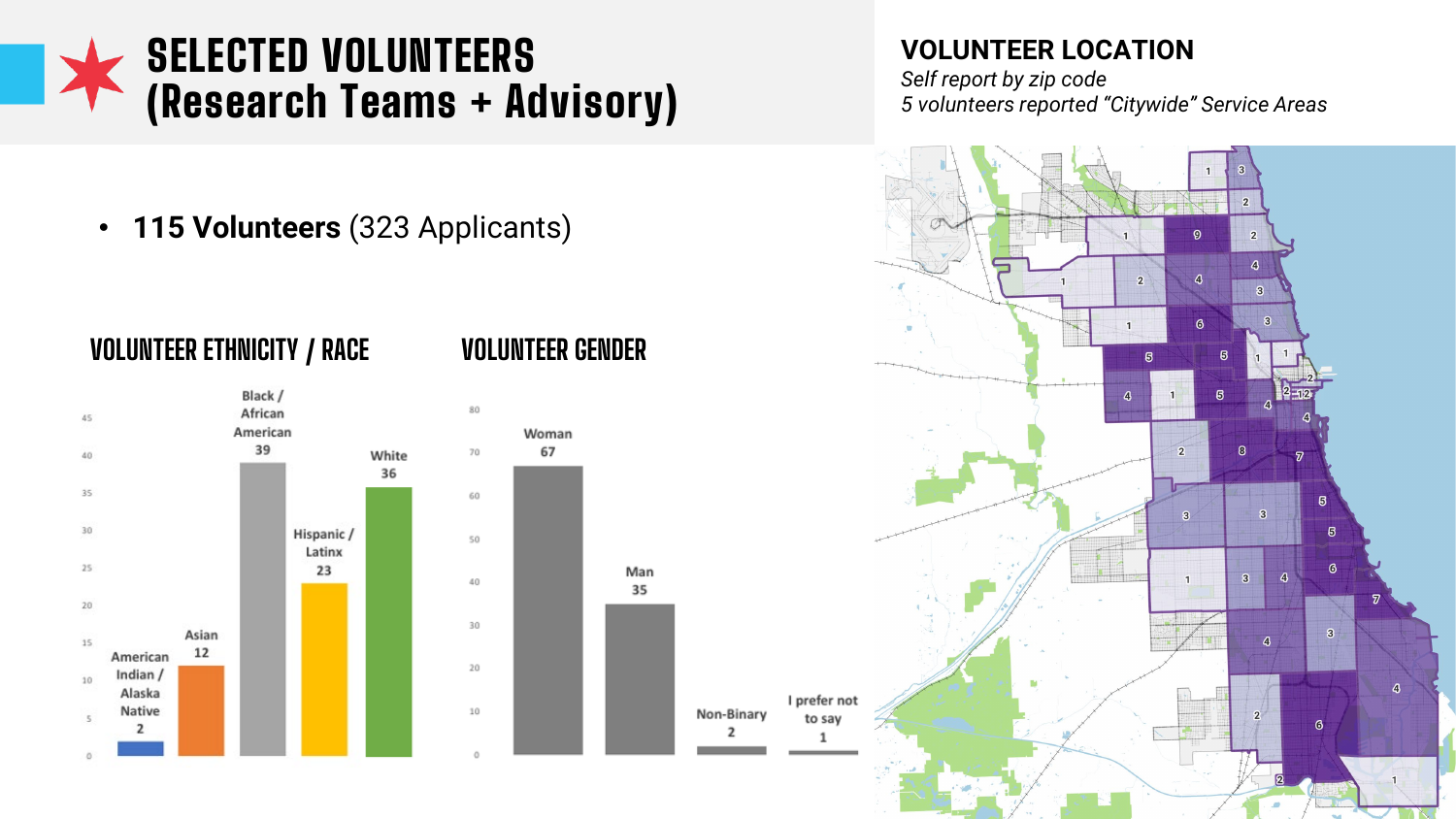# SELECTED VOLUNTEERS (Research Teams + Advisory)

- **115 Volunteers** (323 Applicants)

## VOLUNTEER ETHNICITY / RACE

American Indian / Alaska Native
2

Asian
12

Black / African American
39

Hispanic / Latinx
23

White
36

## VOLUNTEER GENDER

Woman
67

Man
35

Non-Binary
2

I prefer not to say
1

## VOLUNTEER LOCATION

*Self report by zip code*

*5 volunteers reported "Citywide" Service Areas*